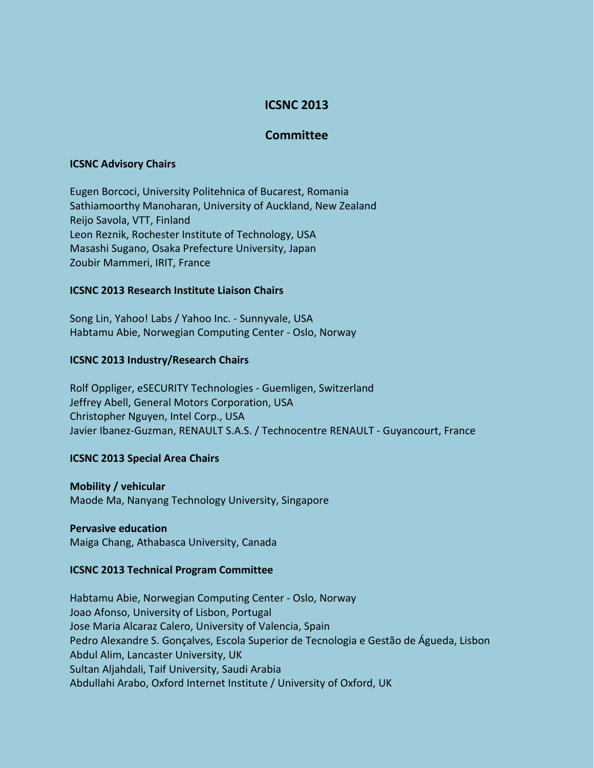# ICSNC 2013

## Committee

### ICSNC Advisory Chairs

Eugen Borcoci, University Politehnica of Bucarest, Romania
Sathiamoorthy Manoharan, University of Auckland, New Zealand
Reijo Savola, VTT, Finland
Leon Reznik, Rochester Institute of Technology, USA
Masashi Sugano, Osaka Prefecture University, Japan
Zoubir Mammeri, IRIT, France

### ICSNC 2013 Research Institute Liaison Chairs

Song Lin, Yahoo! Labs / Yahoo Inc. - Sunnyvale, USA
Habtamu Abie, Norwegian Computing Center - Oslo, Norway

### ICSNC 2013 Industry/Research Chairs

Rolf Oppliger, eSECURITY Technologies - Guemligen, Switzerland
Jeffrey Abell, General Motors Corporation, USA
Christopher Nguyen, Intel Corp., USA
Javier Ibanez-Guzman, RENAULT S.A.S. / Technocentre RENAULT - Guyancourt, France

### ICSNC 2013 Special Area Chairs

**Mobility / vehicular**
Maode Ma, Nanyang Technology University, Singapore

**Pervasive education**
Maiga Chang, Athabasca University, Canada

### ICSNC 2013 Technical Program Committee

Habtamu Abie, Norwegian Computing Center - Oslo, Norway
Joao Afonso, University of Lisbon, Portugal
Jose Maria Alcaraz Calero, University of Valencia, Spain
Pedro Alexandre S. Gonçalves, Escola Superior de Tecnologia e Gestão de Águeda, Lisbon
Abdul Alim, Lancaster University, UK
Sultan Aljahdali, Taif University, Saudi Arabia
Abdullahi Arabo, Oxford Internet Institute / University of Oxford, UK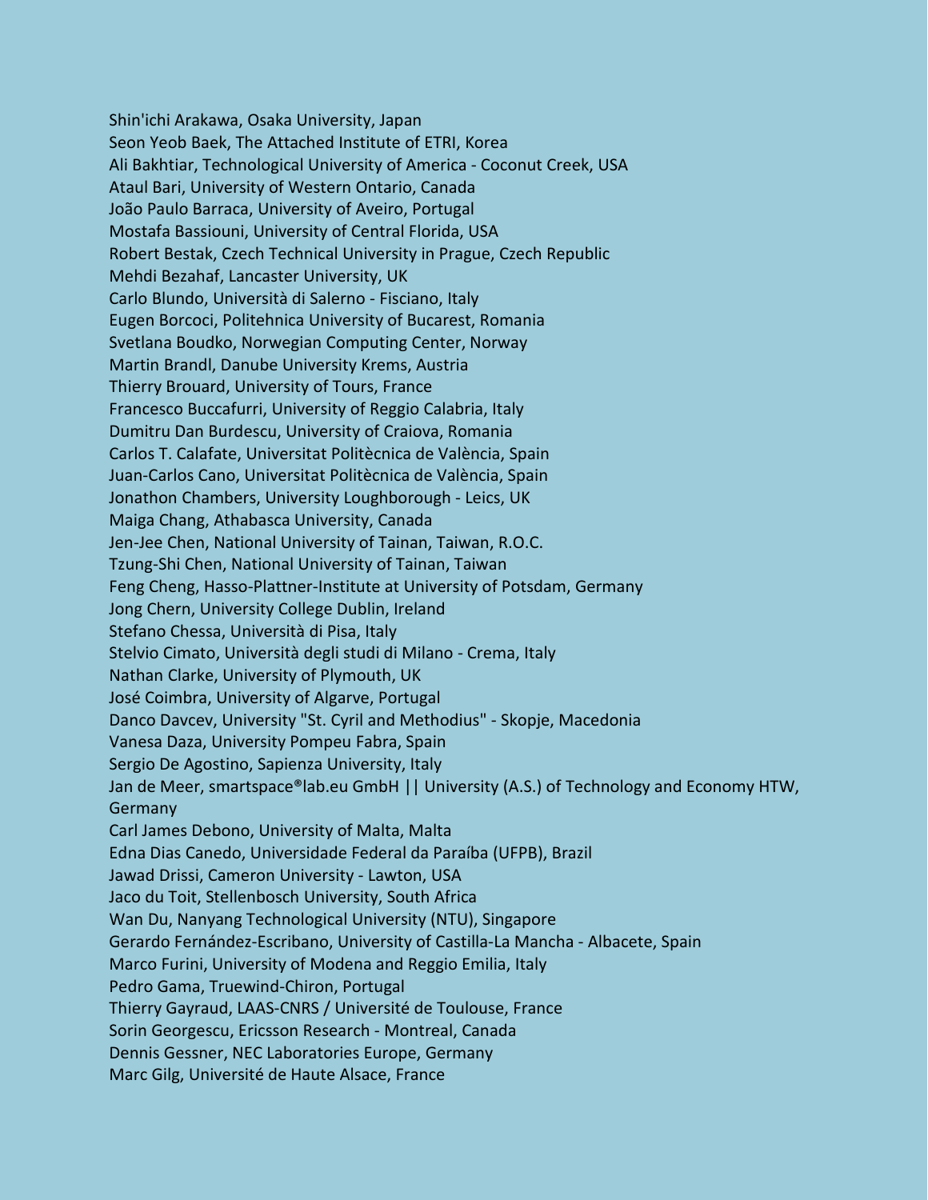Shin'ichi Arakawa, Osaka University, Japan
Seon Yeob Baek, The Attached Institute of ETRI, Korea
Ali Bakhtiar, Technological University of America - Coconut Creek, USA
Ataul Bari, University of Western Ontario, Canada
João Paulo Barraca, University of Aveiro, Portugal
Mostafa Bassiouni, University of Central Florida, USA
Robert Bestak, Czech Technical University in Prague, Czech Republic
Mehdi Bezahaf, Lancaster University, UK
Carlo Blundo, Università di Salerno - Fisciano, Italy
Eugen Borcoci, Politehnica University of Bucarest, Romania
Svetlana Boudko, Norwegian Computing Center, Norway
Martin Brandl, Danube University Krems, Austria
Thierry Brouard, University of Tours, France
Francesco Buccafurri, University of Reggio Calabria, Italy
Dumitru Dan Burdescu, University of Craiova, Romania
Carlos T. Calafate, Universitat Politècnica de València, Spain
Juan-Carlos Cano, Universitat Politècnica de València, Spain
Jonathon Chambers, University Loughborough - Leics, UK
Maiga Chang, Athabasca University, Canada
Jen-Jee Chen, National University of Tainan, Taiwan, R.O.C.
Tzung-Shi Chen, National University of Tainan, Taiwan
Feng Cheng, Hasso-Plattner-Institute at University of Potsdam, Germany
Jong Chern, University College Dublin, Ireland
Stefano Chessa, Università di Pisa, Italy
Stelvio Cimato, Università degli studi di Milano - Crema, Italy
Nathan Clarke, University of Plymouth, UK
José Coimbra, University of Algarve, Portugal
Danco Davcev, University "St. Cyril and Methodius" - Skopje, Macedonia
Vanesa Daza, University Pompeu Fabra, Spain
Sergio De Agostino, Sapienza University, Italy
Jan de Meer, smartspace®lab.eu GmbH || University (A.S.) of Technology and Economy HTW, Germany
Carl James Debono, University of Malta, Malta
Edna Dias Canedo, Universidade Federal da Paraíba (UFPB), Brazil
Jawad Drissi, Cameron University - Lawton, USA
Jaco du Toit, Stellenbosch University, South Africa
Wan Du, Nanyang Technological University (NTU), Singapore
Gerardo Fernández-Escribano, University of Castilla-La Mancha - Albacete, Spain
Marco Furini, University of Modena and Reggio Emilia, Italy
Pedro Gama, Truewind-Chiron, Portugal
Thierry Gayraud, LAAS-CNRS / Université de Toulouse, France
Sorin Georgescu, Ericsson Research - Montreal, Canada
Dennis Gessner, NEC Laboratories Europe, Germany
Marc Gilg, Université de Haute Alsace, France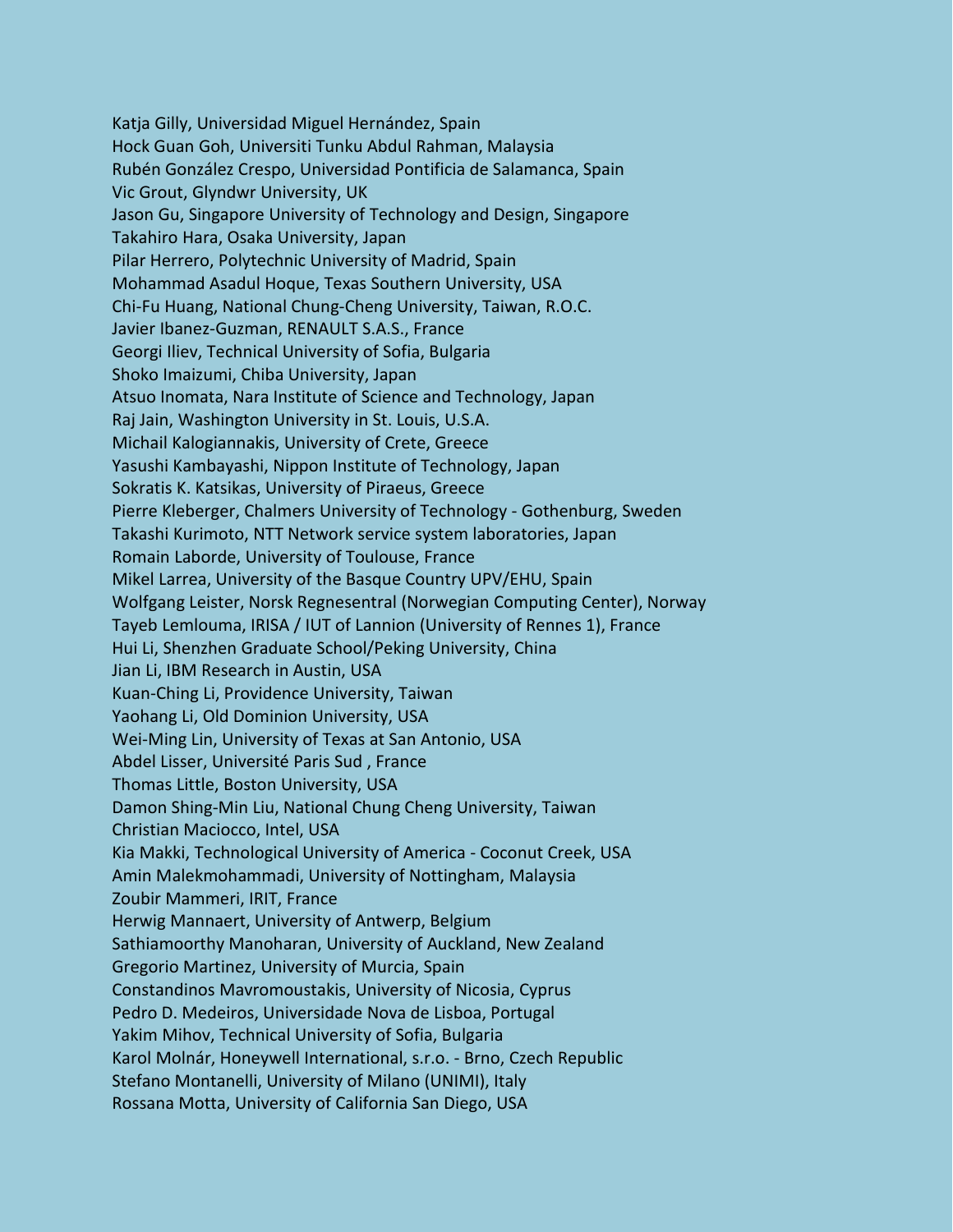Katja Gilly, Universidad Miguel Hernández, Spain
Hock Guan Goh, Universiti Tunku Abdul Rahman, Malaysia
Rubén González Crespo, Universidad Pontificia de Salamanca, Spain
Vic Grout, Glyndwr University, UK
Jason Gu, Singapore University of Technology and Design, Singapore
Takahiro Hara, Osaka University, Japan
Pilar Herrero, Polytechnic University of Madrid, Spain
Mohammad Asadul Hoque, Texas Southern University, USA
Chi-Fu Huang, National Chung-Cheng University, Taiwan, R.O.C.
Javier Ibanez-Guzman, RENAULT S.A.S., France
Georgi Iliev, Technical University of Sofia, Bulgaria
Shoko Imaizumi, Chiba University, Japan
Atsuo Inomata, Nara Institute of Science and Technology, Japan
Raj Jain, Washington University in St. Louis, U.S.A.
Michail Kalogiannakis, University of Crete, Greece
Yasushi Kambayashi, Nippon Institute of Technology, Japan
Sokratis K. Katsikas, University of Piraeus, Greece
Pierre Kleberger, Chalmers University of Technology - Gothenburg, Sweden
Takashi Kurimoto, NTT Network service system laboratories, Japan
Romain Laborde, University of Toulouse, France
Mikel Larrea, University of the Basque Country UPV/EHU, Spain
Wolfgang Leister, Norsk Regnesentral (Norwegian Computing Center), Norway
Tayeb Lemlouma, IRISA / IUT of Lannion (University of Rennes 1), France
Hui Li, Shenzhen Graduate School/Peking University, China
Jian Li, IBM Research in Austin, USA
Kuan-Ching Li, Providence University, Taiwan
Yaohang Li, Old Dominion University, USA
Wei-Ming Lin, University of Texas at San Antonio, USA
Abdel Lisser, Université Paris Sud , France
Thomas Little, Boston University, USA
Damon Shing-Min Liu, National Chung Cheng University, Taiwan
Christian Maciocco, Intel, USA
Kia Makki, Technological University of America - Coconut Creek, USA
Amin Malekmohammadi, University of Nottingham, Malaysia
Zoubir Mammeri, IRIT, France
Herwig Mannaert, University of Antwerp, Belgium
Sathiamoorthy Manoharan, University of Auckland, New Zealand
Gregorio Martinez, University of Murcia, Spain
Constandinos Mavromoustakis, University of Nicosia, Cyprus
Pedro D. Medeiros, Universidade Nova de Lisboa, Portugal
Yakim Mihov, Technical University of Sofia, Bulgaria
Karol Molnár, Honeywell International, s.r.o. - Brno, Czech Republic
Stefano Montanelli, University of Milano (UNIMI), Italy
Rossana Motta, University of California San Diego, USA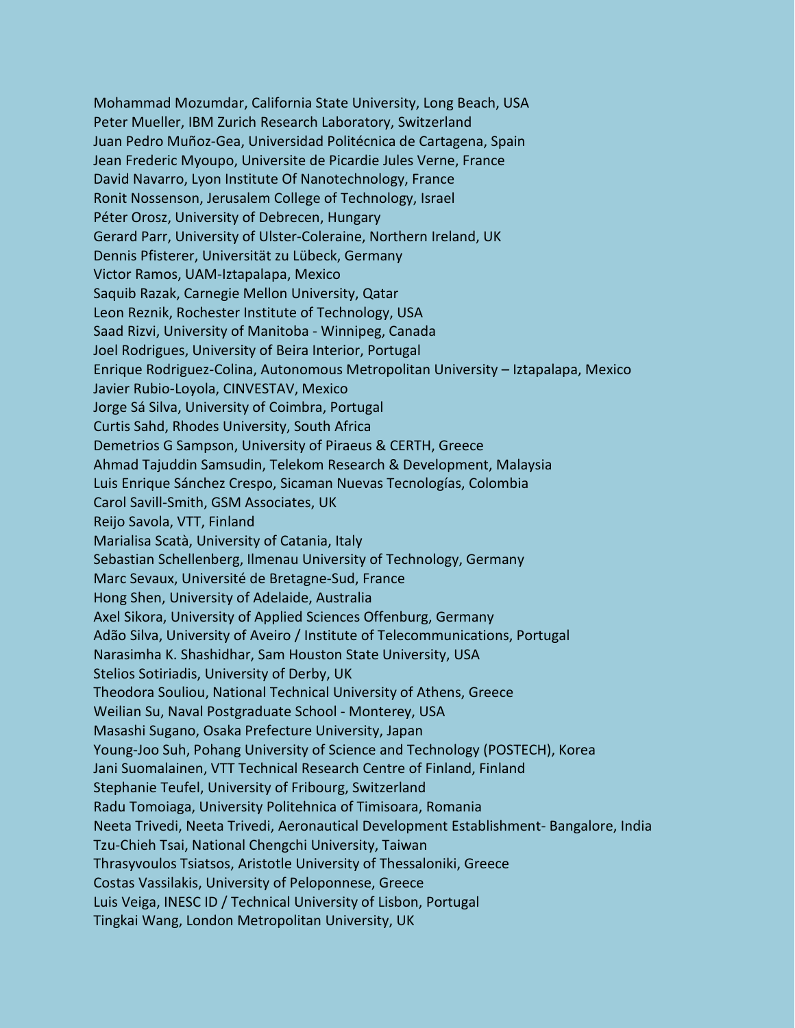Mohammad Mozumdar, California State University, Long Beach, USA
Peter Mueller, IBM Zurich Research Laboratory, Switzerland
Juan Pedro Muñoz-Gea, Universidad Politécnica de Cartagena, Spain
Jean Frederic Myoupo, Universite de Picardie Jules Verne, France
David Navarro, Lyon Institute Of Nanotechnology, France
Ronit Nossenson, Jerusalem College of Technology, Israel
Péter Orosz, University of Debrecen, Hungary
Gerard Parr, University of Ulster-Coleraine, Northern Ireland, UK
Dennis Pfisterer, Universität zu Lübeck, Germany
Victor Ramos, UAM-Iztapalapa, Mexico
Saquib Razak, Carnegie Mellon University, Qatar
Leon Reznik, Rochester Institute of Technology, USA
Saad Rizvi, University of Manitoba - Winnipeg, Canada
Joel Rodrigues, University of Beira Interior, Portugal
Enrique Rodriguez-Colina, Autonomous Metropolitan University – Iztapalapa, Mexico
Javier Rubio-Loyola, CINVESTAV, Mexico
Jorge Sá Silva, University of Coimbra, Portugal
Curtis Sahd, Rhodes University, South Africa
Demetrios G Sampson, University of Piraeus & CERTH, Greece
Ahmad Tajuddin Samsudin, Telekom Research & Development, Malaysia
Luis Enrique Sánchez Crespo, Sicaman Nuevas Tecnologías, Colombia
Carol Savill-Smith, GSM Associates, UK
Reijo Savola, VTT, Finland
Marialisa Scatà, University of Catania, Italy
Sebastian Schellenberg, Ilmenau University of Technology, Germany
Marc Sevaux, Université de Bretagne-Sud, France
Hong Shen, University of Adelaide, Australia
Axel Sikora, University of Applied Sciences Offenburg, Germany
Adão Silva, University of Aveiro / Institute of Telecommunications, Portugal
Narasimha K. Shashidhar, Sam Houston State University, USA
Stelios Sotiriadis, University of Derby, UK
Theodora Souliou, National Technical University of Athens, Greece
Weilian Su, Naval Postgraduate School - Monterey, USA
Masashi Sugano, Osaka Prefecture University, Japan
Young-Joo Suh, Pohang University of Science and Technology (POSTECH), Korea
Jani Suomalainen, VTT Technical Research Centre of Finland, Finland
Stephanie Teufel, University of Fribourg, Switzerland
Radu Tomoiaga, University Politehnica of Timisoara, Romania
Neeta Trivedi, Neeta Trivedi, Aeronautical Development Establishment- Bangalore, India
Tzu-Chieh Tsai, National Chengchi University, Taiwan
Thrasyvoulos Tsiatsos, Aristotle University of Thessaloniki, Greece
Costas Vassilakis, University of Peloponnese, Greece
Luis Veiga, INESC ID / Technical University of Lisbon, Portugal
Tingkai Wang, London Metropolitan University, UK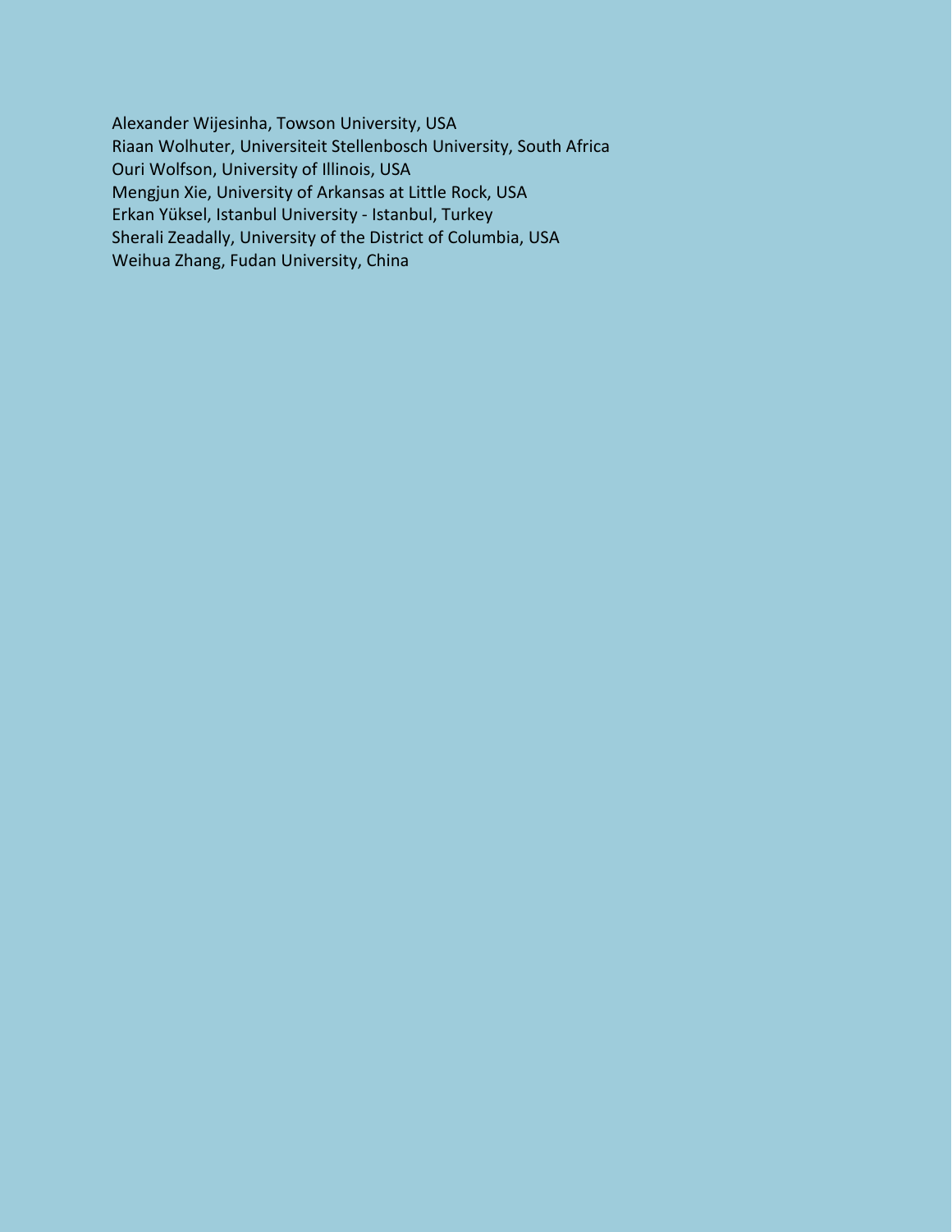Alexander Wijesinha, Towson University, USA
Riaan Wolhuter, Universiteit Stellenbosch University, South Africa
Ouri Wolfson, University of Illinois, USA
Mengjun Xie, University of Arkansas at Little Rock, USA
Erkan Yüksel, Istanbul University - Istanbul, Turkey
Sherali Zeadally, University of the District of Columbia, USA
Weihua Zhang, Fudan University, China